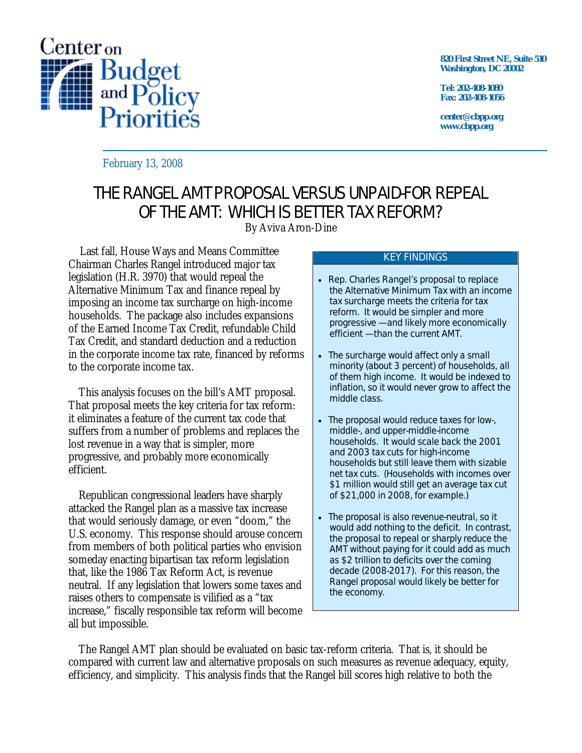Center on Budget and Policy Priorities

820 First Street NE, Suite 510
Washington, DC 20002

Tel: 202-408-1080
Fax: 202-408-1056

center@cbpp.org
www.cbpp.org

February 13, 2008

# THE RANGEL AMT PROPOSAL VERSUS UNPAID-FOR REPEAL OF THE AMT: WHICH IS BETTER TAX REFORM?

By Aviva Aron-Dine

Last fall, House Ways and Means Committee Chairman Charles Rangel introduced major tax legislation (H.R. 3970) that would repeal the Alternative Minimum Tax and finance repeal by imposing an income tax surcharge on high-income households. The package also includes expansions of the Earned Income Tax Credit, refundable Child Tax Credit, and standard deduction and a reduction in the corporate income tax rate, financed by reforms to the corporate income tax.

This analysis focuses on the bill's AMT proposal. That proposal meets the key criteria for tax reform: it eliminates a feature of the current tax code that suffers from a number of problems and replaces the lost revenue in a way that is simpler, more progressive, and probably more economically efficient.

Republican congressional leaders have sharply attacked the Rangel plan as a massive tax increase that would seriously damage, or even "doom," the U.S. economy. This response should arouse concern from members of both political parties who envision someday enacting bipartisan tax reform legislation that, like the 1986 Tax Reform Act, is revenue neutral. If any legislation that lowers some taxes and raises others to compensate is vilified as a "tax increase," fiscally responsible tax reform will become all but impossible.

> **KEY FINDINGS**
>
> - Rep. Charles Rangel's proposal to replace the Alternative Minimum Tax with an income tax surcharge meets the criteria for tax reform. It would be simpler and more progressive —and likely more economically efficient —than the current AMT.
> - The surcharge would affect only a small minority (about 3 percent) of households, all of them high income. It would be indexed to inflation, so it would never grow to affect the middle class.
> - The proposal would reduce taxes for low-, middle-, and upper-middle-income households. It would scale back the 2001 and 2003 tax cuts for high-income households but still leave them with sizable net tax cuts. (Households with incomes over $1 million would still get an average tax cut of $21,000 in 2008, for example.)
> - The proposal is also revenue-neutral, so it would add nothing to the deficit. In contrast, the proposal to repeal or sharply reduce the AMT without paying for it could add as much as $2 trillion to deficits over the coming decade (2008-2017). For this reason, the Rangel proposal would likely be better for the economy.

The Rangel AMT plan should be evaluated on basic tax-reform criteria. That is, it should be compared with current law and alternative proposals on such measures as revenue adequacy, equity, efficiency, and simplicity. This analysis finds that the Rangel bill scores high relative to both the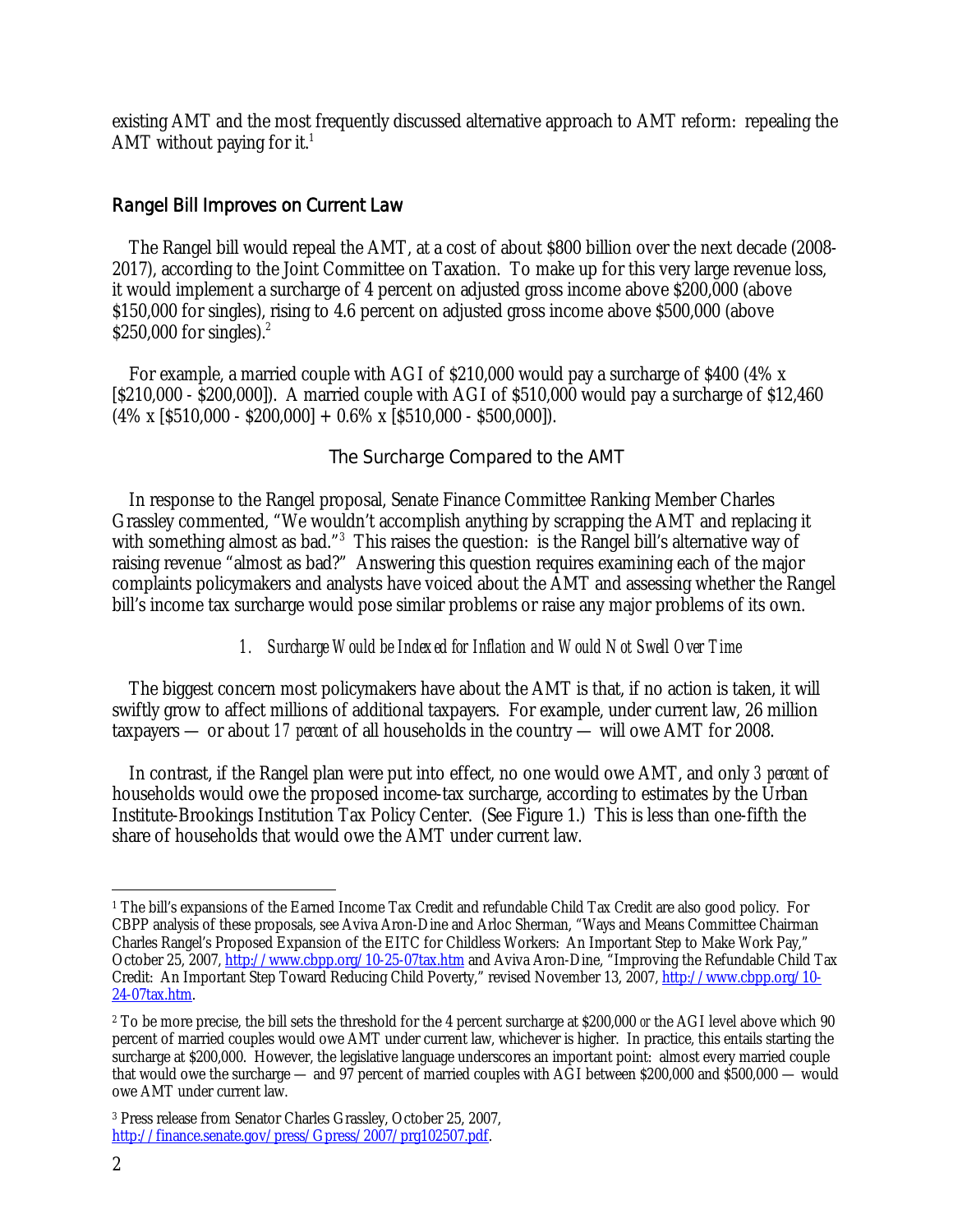existing AMT and the most frequently discussed alternative approach to AMT reform: repealing the AMT without paying for it.[1]

## Rangel Bill Improves on Current Law

The Rangel bill would repeal the AMT, at a cost of about $800 billion over the next decade (2008-2017), according to the Joint Committee on Taxation. To make up for this very large revenue loss, it would implement a surcharge of 4 percent on adjusted gross income above $200,000 (above $150,000 for singles), rising to 4.6 percent on adjusted gross income above $500,000 (above $250,000 for singles).[2]

For example, a married couple with AGI of $210,000 would pay a surcharge of $400 (4% x [$210,000 - $200,000]). A married couple with AGI of $510,000 would pay a surcharge of $12,460 (4% x [$510,000 - $200,000] + 0.6% x [$510,000 - $500,000]).

### The Surcharge Compared to the AMT

In response to the Rangel proposal, Senate Finance Committee Ranking Member Charles Grassley commented, "We wouldn't accomplish anything by scrapping the AMT and replacing it with something almost as bad."[3] This raises the question: is the Rangel bill's alternative way of raising revenue "almost as bad?" Answering this question requires examining each of the major complaints policymakers and analysts have voiced about the AMT and assessing whether the Rangel bill's income tax surcharge would pose similar problems or raise any major problems of its own.

#### *1. Surcharge Would be Indexed for Inflation and Would Not Swell Over Time*

The biggest concern most policymakers have about the AMT is that, if no action is taken, it will swiftly grow to affect millions of additional taxpayers. For example, under current law, 26 million taxpayers — or about *17 percent* of all households in the country — will owe AMT for 2008.

In contrast, if the Rangel plan were put into effect, no one would owe AMT, and only *3 percent* of households would owe the proposed income-tax surcharge, according to estimates by the Urban Institute-Brookings Institution Tax Policy Center. (See Figure 1.) This is less than one-fifth the share of households that would owe the AMT under current law.

---

[1] The bill's expansions of the Earned Income Tax Credit and refundable Child Tax Credit are also good policy. For CBPP analysis of these proposals, see Aviva Aron-Dine and Arloc Sherman, "Ways and Means Committee Chairman Charles Rangel's Proposed Expansion of the EITC for Childless Workers: An Important Step to Make Work Pay," October 25, 2007, http://www.cbpp.org/10-25-07tax.htm and Aviva Aron-Dine, "Improving the Refundable Child Tax Credit: An Important Step Toward Reducing Child Poverty," revised November 13, 2007, http://www.cbpp.org/10-24-07tax.htm.

[2] To be more precise, the bill sets the threshold for the 4 percent surcharge at $200,000 *or* the AGI level above which 90 percent of married couples would owe AMT under current law, whichever is higher. In practice, this entails starting the surcharge at $200,000. However, the legislative language underscores an important point: almost every married couple that would owe the surcharge — and 97 percent of married couples with AGI between $200,000 and $500,000 — would owe AMT under current law.

[3] Press release from Senator Charles Grassley, October 25, 2007, http://finance.senate.gov/press/Gpress/2007/prg102507.pdf.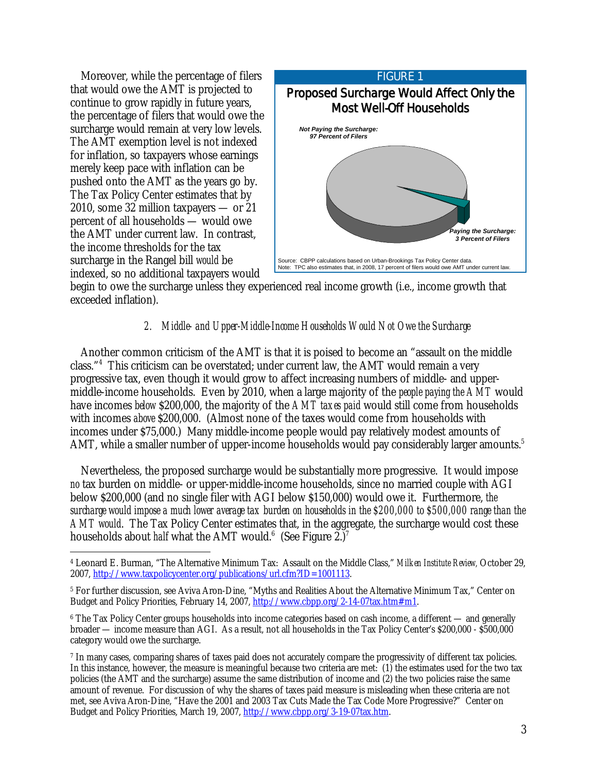Moreover, while the percentage of filers that would owe the AMT is projected to continue to grow rapidly in future years, the percentage of filers that would owe the surcharge would remain at very low levels. The AMT exemption level is not indexed for inflation, so taxpayers whose earnings merely keep pace with inflation can be pushed onto the AMT as the years go by. The Tax Policy Center estimates that by 2010, some 32 million taxpayers — or 21 percent of all households — would owe the AMT under current law. In contrast, the income thresholds for the tax surcharge in the Rangel bill *would* be indexed, so no additional taxpayers would begin to owe the surcharge unless they experienced real income growth (i.e., income growth that exceeded inflation).

FIGURE 1

**Proposed Surcharge Would Affect Only the Most Well-Off Households**

*Not Paying the Surcharge: 97 Percent of Filers*

*Paying the Surcharge: 3 Percent of Filers*

Source: CBPP calculations based on Urban-Brookings Tax Policy Center data.
Note: TPC also estimates that, in 2008, 17 percent of filers would owe AMT under current law.

### *2. Middle- and Upper-Middle-Income Households Would Not Owe the Surcharge*

Another common criticism of the AMT is that it is poised to become an "assault on the middle class."[4] This criticism can be overstated; under current law, the AMT would remain a very progressive tax, even though it would grow to affect increasing numbers of middle- and upper-middle-income households. Even by 2010, when a large majority of the *people paying the AMT* would have incomes *below* $200,000, the majority of the *AMT taxes paid* would still come from households with incomes *above* $200,000. (Almost none of the taxes would come from households with incomes under $75,000.) Many middle-income people would pay relatively modest amounts of AMT, while a smaller number of upper-income households would pay considerably larger amounts.[5]

Nevertheless, the proposed surcharge would be substantially more progressive. It would impose *no* tax burden on middle- or upper-middle-income households, since no married couple with AGI below $200,000 (and no single filer with AGI below $150,000) would owe it. Furthermore, *the surcharge would impose a much lower average tax burden on households in the $200,000 to $500,000 range than the AMT would*. The Tax Policy Center estimates that, in the aggregate, the surcharge would cost these households about *half* what the AMT would.[6] (See Figure 2.)[7]

---

[4] Leonard E. Burman, "The Alternative Minimum Tax: Assault on the Middle Class," *Milken Institute Review,* October 29, 2007, http://www.taxpolicycenter.org/publications/url.cfm?ID=1001113.

[5] For further discussion, see Aviva Aron-Dine, "Myths and Realities About the Alternative Minimum Tax," Center on Budget and Policy Priorities, February 14, 2007, http://www.cbpp.org/2-14-07tax.htm#m1.

[6] The Tax Policy Center groups households into income categories based on cash income, a different — and generally broader — income measure than AGI. As a result, not all households in the Tax Policy Center's $200,000 - $500,000 category would owe the surcharge.

[7] In many cases, comparing shares of taxes paid does not accurately compare the progressivity of different tax policies. In this instance, however, the measure is meaningful because two criteria are met: (1) the estimates used for the two tax policies (the AMT and the surcharge) assume the same distribution of income and (2) the two policies raise the same amount of revenue. For discussion of why the shares of taxes paid measure is misleading when these criteria are not met, see Aviva Aron-Dine, "Have the 2001 and 2003 Tax Cuts Made the Tax Code More Progressive?" Center on Budget and Policy Priorities, March 19, 2007, http://www.cbpp.org/3-19-07tax.htm.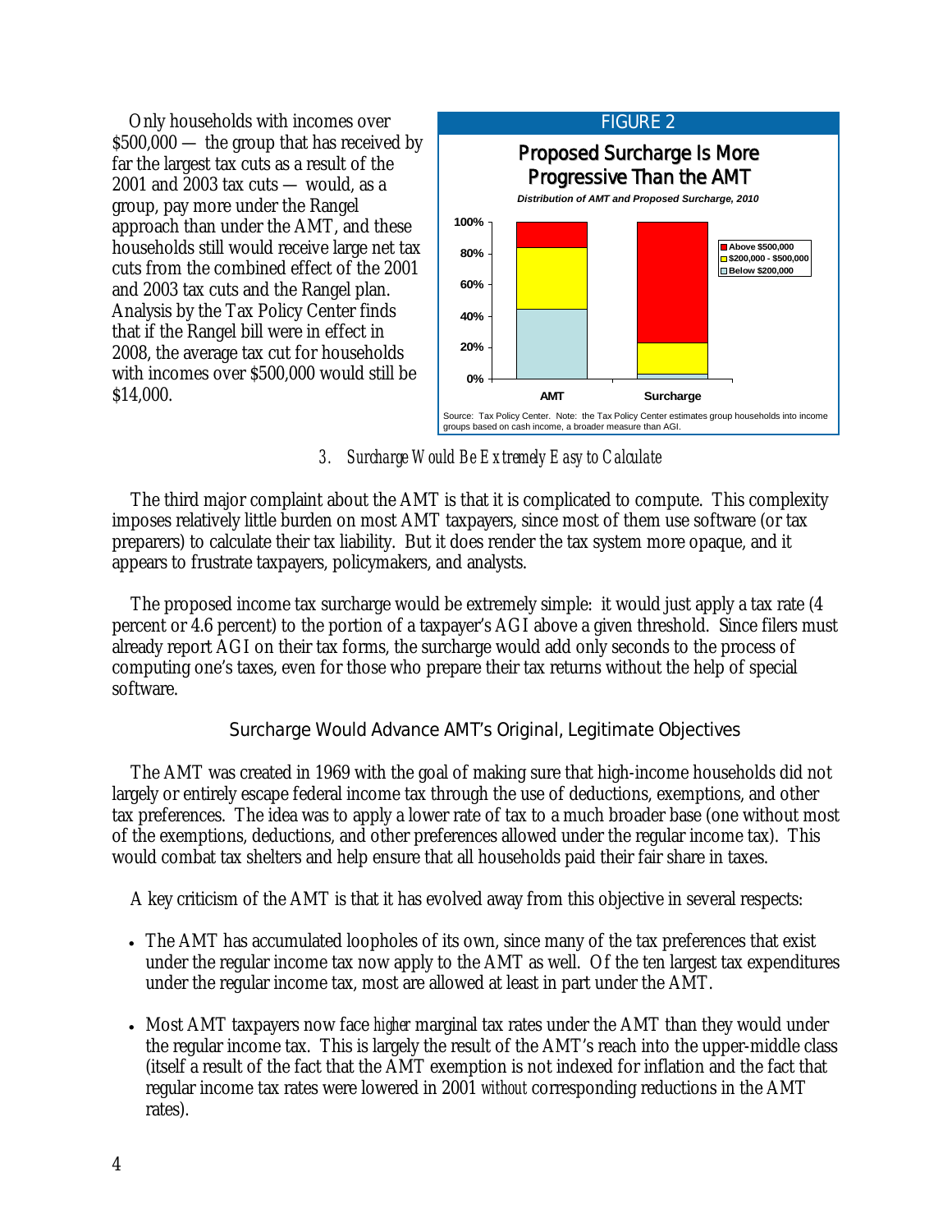Only households with incomes over $500,000 — the group that has received by far the largest tax cuts as a result of the 2001 and 2003 tax cuts — would, as a group, pay more under the Rangel approach than under the AMT, and these households still would receive large net tax cuts from the combined effect of the 2001 and 2003 tax cuts and the Rangel plan. Analysis by the Tax Policy Center finds that if the Rangel bill were in effect in 2008, the average tax cut for households with incomes over $500,000 would still be $14,000.

FIGURE 2

**Proposed Surcharge Is More Progressive Than the AMT**

*Distribution of AMT and Proposed Surcharge, 2010*

Source: Tax Policy Center. Note: the Tax Policy Center estimates group households into income groups based on cash income, a broader measure than AGI.

### *3. Surcharge Would Be Extremely Easy to Calculate*

The third major complaint about the AMT is that it is complicated to compute. This complexity imposes relatively little burden on most AMT taxpayers, since most of them use software (or tax preparers) to calculate their tax liability. But it does render the tax system more opaque, and it appears to frustrate taxpayers, policymakers, and analysts.

The proposed income tax surcharge would be extremely simple: it would just apply a tax rate (4 percent or 4.6 percent) to the portion of a taxpayer's AGI above a given threshold. Since filers must already report AGI on their tax forms, the surcharge would add only seconds to the process of computing one's taxes, even for those who prepare their tax returns without the help of special software.

## Surcharge Would Advance AMT's Original, Legitimate Objectives

The AMT was created in 1969 with the goal of making sure that high-income households did not largely or entirely escape federal income tax through the use of deductions, exemptions, and other tax preferences. The idea was to apply a lower rate of tax to a much broader base (one without most of the exemptions, deductions, and other preferences allowed under the regular income tax). This would combat tax shelters and help ensure that all households paid their fair share in taxes.

A key criticism of the AMT is that it has evolved away from this objective in several respects:

- The AMT has accumulated loopholes of its own, since many of the tax preferences that exist under the regular income tax now apply to the AMT as well. Of the ten largest tax expenditures under the regular income tax, most are allowed at least in part under the AMT.
- Most AMT taxpayers now face *higher* marginal tax rates under the AMT than they would under the regular income tax. This is largely the result of the AMT's reach into the upper-middle class (itself a result of the fact that the AMT exemption is not indexed for inflation and the fact that regular income tax rates were lowered in 2001 *without* corresponding reductions in the AMT rates).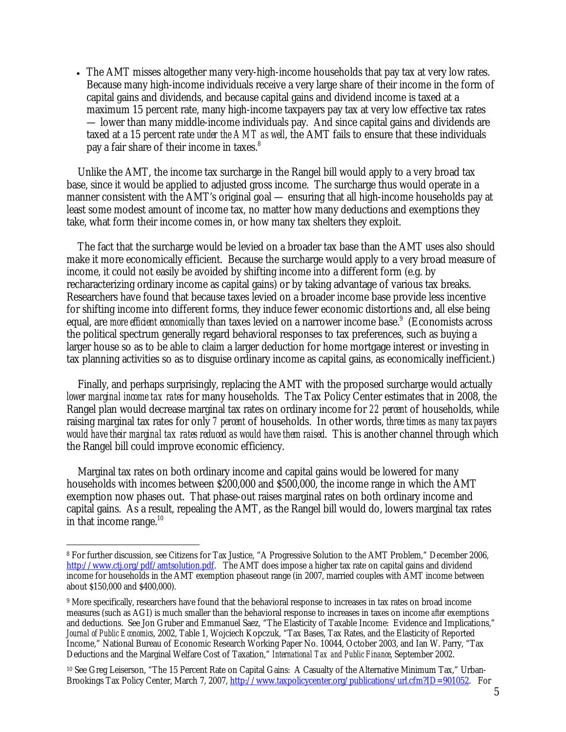- The AMT misses altogether many very-high-income households that pay tax at very low rates. Because many high-income individuals receive a very large share of their income in the form of capital gains and dividends, and because capital gains and dividend income is taxed at a maximum 15 percent rate, many high-income taxpayers pay tax at very low effective tax rates — lower than many middle-income individuals pay. And since capital gains and dividends are taxed at a 15 percent rate *under the AMT as well*, the AMT fails to ensure that these individuals pay a fair share of their income in taxes.[8]

Unlike the AMT, the income tax surcharge in the Rangel bill would apply to a very broad tax base, since it would be applied to adjusted gross income. The surcharge thus would operate in a manner consistent with the AMT's original goal — ensuring that all high-income households pay at least some modest amount of income tax, no matter how many deductions and exemptions they take, what form their income comes in, or how many tax shelters they exploit.

The fact that the surcharge would be levied on a broader tax base than the AMT uses also should make it more economically efficient. Because the surcharge would apply to a very broad measure of income, it could not easily be avoided by shifting income into a different form (e.g. by recharacterizing ordinary income as capital gains) or by taking advantage of various tax breaks. Researchers have found that because taxes levied on a broader income base provide less incentive for shifting income into different forms, they induce fewer economic distortions and, all else being equal, are *more efficient economically* than taxes levied on a narrower income base.[9] (Economists across the political spectrum generally regard behavioral responses to tax preferences, such as buying a larger house so as to be able to claim a larger deduction for home mortgage interest or investing in tax planning activities so as to disguise ordinary income as capital gains, as economically inefficient.)

Finally, and perhaps surprisingly, replacing the AMT with the proposed surcharge would actually *lower marginal income tax rates* for many households. The Tax Policy Center estimates that in 2008, the Rangel plan would decrease marginal tax rates on ordinary income for *22 percent* of households, while raising marginal tax rates for only *7 percent* of households. In other words, *three times as many taxpayers would have their marginal tax rates reduced as would have them raised*. This is another channel through which the Rangel bill could improve economic efficiency.

Marginal tax rates on both ordinary income and capital gains would be lowered for many households with incomes between $200,000 and $500,000, the income range in which the AMT exemption now phases out. That phase-out raises marginal rates on both ordinary income and capital gains. As a result, repealing the AMT, as the Rangel bill would do, lowers marginal tax rates in that income range.[10]

---

[8] For further discussion, see Citizens for Tax Justice, "A Progressive Solution to the AMT Problem," December 2006, http://www.ctj.org/pdf/amtsolution.pdf. The AMT does impose a higher tax rate on capital gains and dividend income for households in the AMT exemption phaseout range (in 2007, married couples with AMT income between about $150,000 and $400,000).

[9] More specifically, researchers have found that the behavioral response to increases in tax rates on broad income measures (such as AGI) is much smaller than the behavioral response to increases in taxes on income *after* exemptions and deductions. See Jon Gruber and Emmanuel Saez, "The Elasticity of Taxable Income: Evidence and Implications," *Journal of Public Economics*, 2002, Table 1, Wojciech Kopczuk, "Tax Bases, Tax Rates, and the Elasticity of Reported Income," National Bureau of Economic Research Working Paper No. 10044, October 2003, and Ian W. Parry, "Tax Deductions and the Marginal Welfare Cost of Taxation," *International Tax and Public Finance*, September 2002.

[10] See Greg Leiserson, "The 15 Percent Rate on Capital Gains: A Casualty of the Alternative Minimum Tax," Urban-Brookings Tax Policy Center, March 7, 2007, http://www.taxpolicycenter.org/publications/url.cfm?ID=901052. For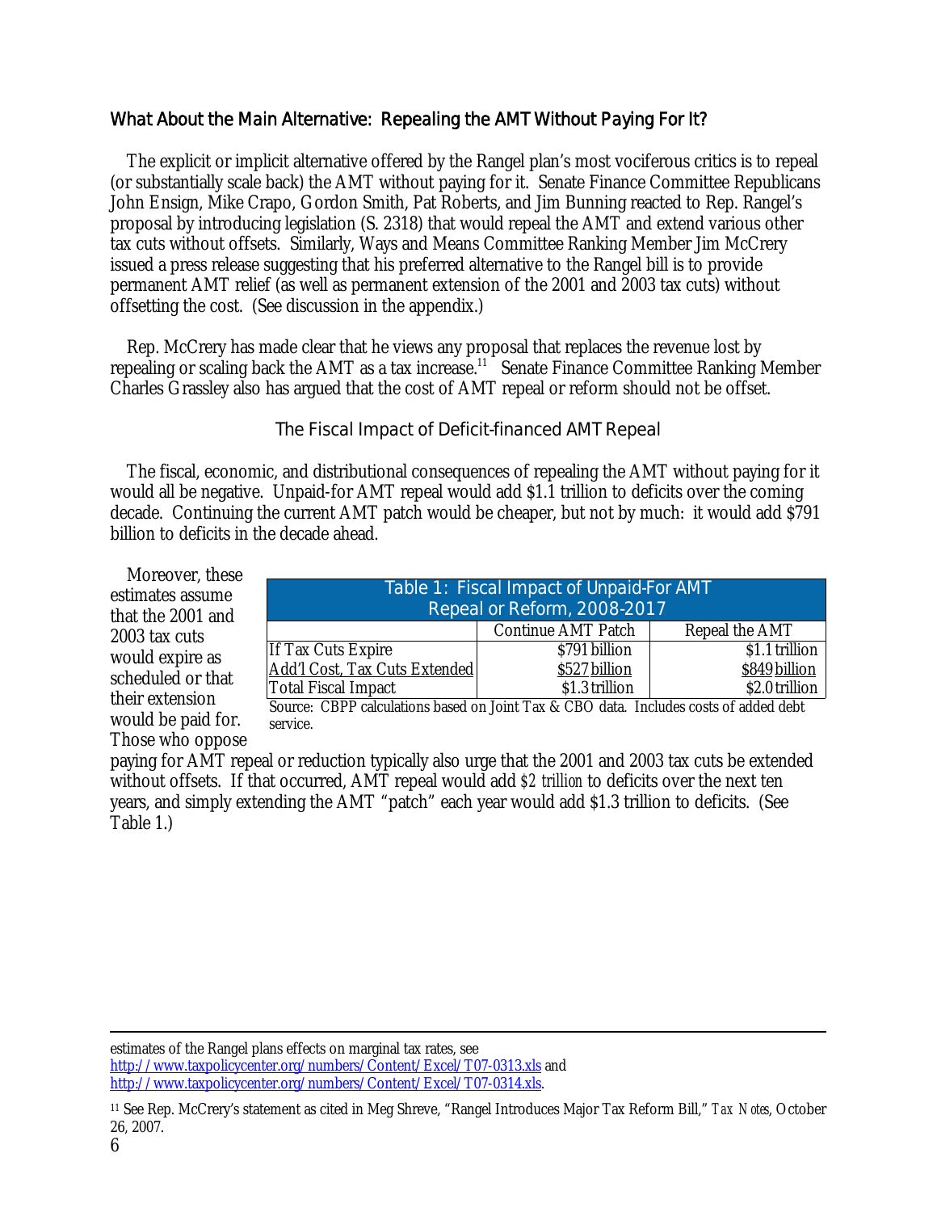## What About the Main Alternative: Repealing the AMT Without Paying For It?

The explicit or implicit alternative offered by the Rangel plan's most vociferous critics is to repeal (or substantially scale back) the AMT without paying for it. Senate Finance Committee Republicans John Ensign, Mike Crapo, Gordon Smith, Pat Roberts, and Jim Bunning reacted to Rep. Rangel's proposal by introducing legislation (S. 2318) that would repeal the AMT and extend various other tax cuts without offsets. Similarly, Ways and Means Committee Ranking Member Jim McCrery issued a press release suggesting that his preferred alternative to the Rangel bill is to provide permanent AMT relief (as well as permanent extension of the 2001 and 2003 tax cuts) without offsetting the cost. (See discussion in the appendix.)

Rep. McCrery has made clear that he views any proposal that replaces the revenue lost by repealing or scaling back the AMT as a tax increase.[11] Senate Finance Committee Ranking Member Charles Grassley also has argued that the cost of AMT repeal or reform should not be offset.

### The Fiscal Impact of Deficit-financed AMT Repeal

The fiscal, economic, and distributional consequences of repealing the AMT without paying for it would all be negative. Unpaid-for AMT repeal would add $1.1 trillion to deficits over the coming decade. Continuing the current AMT patch would be cheaper, but not by much: it would add $791 billion to deficits in the decade ahead.

Moreover, these estimates assume that the 2001 and 2003 tax cuts would expire as scheduled or that their extension would be paid for. Those who oppose paying for AMT repeal or reduction typically also urge that the 2001 and 2003 tax cuts be extended without offsets. If that occurred, AMT repeal would add *$2 trillion* to deficits over the next ten years, and simply extending the AMT "patch" each year would add $1.3 trillion to deficits. (See Table 1.)

**Table 1: Fiscal Impact of Unpaid-For AMT Repeal or Reform, 2008-2017**

| | Continue AMT Patch | Repeal the AMT |
|---|---|---|
| If Tax Cuts Expire | $791 billion | $1.1 trillion |
| Add'l Cost, Tax Cuts Extended | $527 billion | $849 billion |
| Total Fiscal Impact | $1.3 trillion | $2.0 trillion |

Source: CBPP calculations based on Joint Tax & CBO data. Includes costs of added debt service.

---

estimates of the Rangel plans effects on marginal tax rates, see http://www.taxpolicycenter.org/numbers/Content/Excel/T07-0313.xls and http://www.taxpolicycenter.org/numbers/Content/Excel/T07-0314.xls.

[11] See Rep. McCrery's statement as cited in Meg Shreve, "Rangel Introduces Major Tax Reform Bill," *Tax Notes*, October 26, 2007.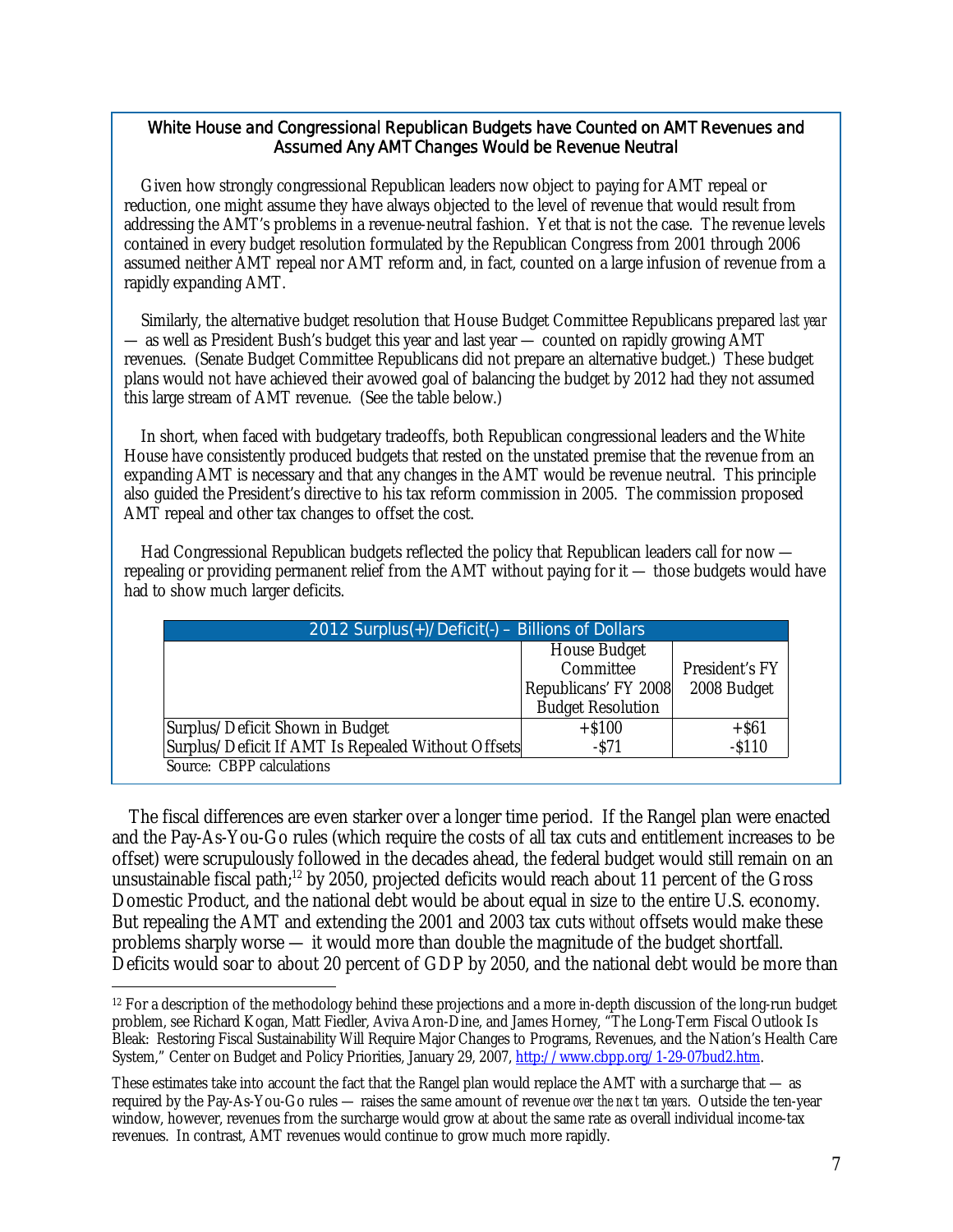### White House and Congressional Republican Budgets have Counted on AMT Revenues and Assumed Any AMT Changes Would be Revenue Neutral

Given how strongly congressional Republican leaders now object to paying for AMT repeal or reduction, one might assume they have always objected to the level of revenue that would result from addressing the AMT's problems in a revenue-neutral fashion. Yet that is not the case. The revenue levels contained in every budget resolution formulated by the Republican Congress from 2001 through 2006 assumed neither AMT repeal nor AMT reform and, in fact, counted on a large infusion of revenue from a rapidly expanding AMT.

Similarly, the alternative budget resolution that House Budget Committee Republicans prepared *last year* — as well as President Bush's budget this year and last year — counted on rapidly growing AMT revenues. (Senate Budget Committee Republicans did not prepare an alternative budget.) These budget plans would not have achieved their avowed goal of balancing the budget by 2012 had they not assumed this large stream of AMT revenue. (See the table below.)

In short, when faced with budgetary tradeoffs, both Republican congressional leaders and the White House have consistently produced budgets that rested on the unstated premise that the revenue from an expanding AMT is necessary and that any changes in the AMT would be revenue neutral. This principle also guided the President's directive to his tax reform commission in 2005. The commission proposed AMT repeal and other tax changes to offset the cost.

Had Congressional Republican budgets reflected the policy that Republican leaders call for now — repealing or providing permanent relief from the AMT without paying for it — those budgets would have had to show much larger deficits.

| 2012 Surplus(+)/Deficit(-) – Billions of Dollars | | |
|---|---|---|
| | House Budget Committee Republicans' FY 2008 Budget Resolution | President's FY 2008 Budget |
| Surplus/Deficit Shown in Budget | +$100 | +$61 |
| Surplus/Deficit If AMT Is Repealed Without Offsets | -$71 | -$110 |

Source: CBPP calculations

The fiscal differences are even starker over a longer time period. If the Rangel plan were enacted and the Pay-As-You-Go rules (which require the costs of all tax cuts and entitlement increases to be offset) were scrupulously followed in the decades ahead, the federal budget would still remain on an unsustainable fiscal path;[12] by 2050, projected deficits would reach about 11 percent of the Gross Domestic Product, and the national debt would be about equal in size to the entire U.S. economy. But repealing the AMT and extending the 2001 and 2003 tax cuts *without* offsets would make these problems sharply worse — it would more than double the magnitude of the budget shortfall. Deficits would soar to about 20 percent of GDP by 2050, and the national debt would be more than

[12] For a description of the methodology behind these projections and a more in-depth discussion of the long-run budget problem, see Richard Kogan, Matt Fiedler, Aviva Aron-Dine, and James Horney, "The Long-Term Fiscal Outlook Is Bleak: Restoring Fiscal Sustainability Will Require Major Changes to Programs, Revenues, and the Nation's Health Care System," Center on Budget and Policy Priorities, January 29, 2007, http://www.cbpp.org/1-29-07bud2.htm.

These estimates take into account the fact that the Rangel plan would replace the AMT with a surcharge that — as required by the Pay-As-You-Go rules — raises the same amount of revenue *over the next ten years*. Outside the ten-year window, however, revenues from the surcharge would grow at about the same rate as overall individual income-tax revenues. In contrast, AMT revenues would continue to grow much more rapidly.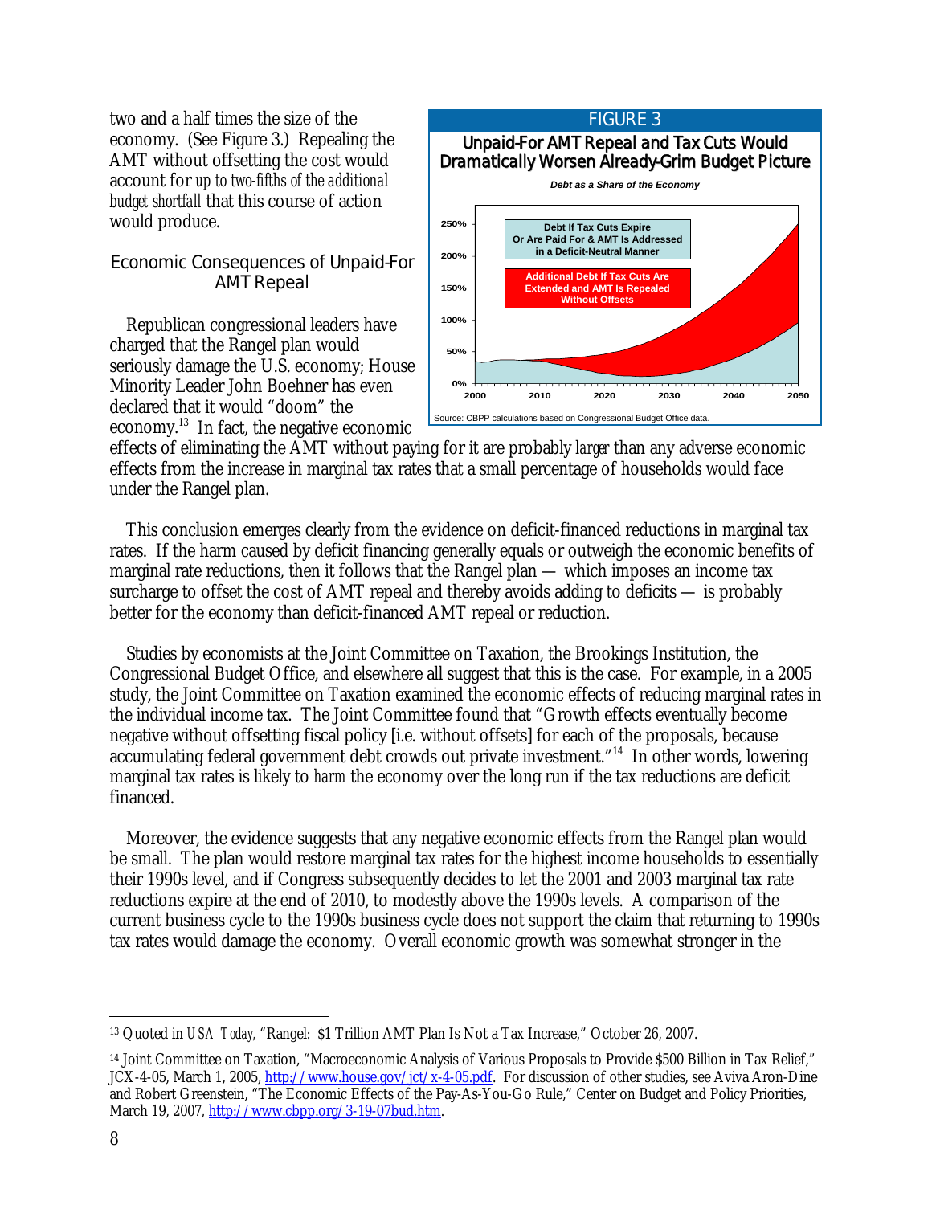two and a half times the size of the economy. (See Figure 3.) Repealing the AMT without offsetting the cost would account for *up to two-fifths of the additional budget shortfall* that this course of action would produce.

FIGURE 3

**Unpaid-For AMT Repeal and Tax Cuts Would Dramatically Worsen Already-Grim Budget Picture**

*Debt as a Share of the Economy*

Debt If Tax Cuts Expire Or Are Paid For & AMT Is Addressed in a Deficit-Neutral Manner

Additional Debt If Tax Cuts Are Extended and AMT Is Repealed Without Offsets

Source: CBPP calculations based on Congressional Budget Office data.

## Economic Consequences of Unpaid-For AMT Repeal

Republican congressional leaders have charged that the Rangel plan would seriously damage the U.S. economy; House Minority Leader John Boehner has even declared that it would "doom" the economy.[13] In fact, the negative economic effects of eliminating the AMT without paying for it are probably *larger* than any adverse economic effects from the increase in marginal tax rates that a small percentage of households would face under the Rangel plan.

This conclusion emerges clearly from the evidence on deficit-financed reductions in marginal tax rates. If the harm caused by deficit financing generally equals or outweigh the economic benefits of marginal rate reductions, then it follows that the Rangel plan — which imposes an income tax surcharge to offset the cost of AMT repeal and thereby avoids adding to deficits — is probably better for the economy than deficit-financed AMT repeal or reduction.

Studies by economists at the Joint Committee on Taxation, the Brookings Institution, the Congressional Budget Office, and elsewhere all suggest that this is the case. For example, in a 2005 study, the Joint Committee on Taxation examined the economic effects of reducing marginal rates in the individual income tax. The Joint Committee found that "Growth effects eventually become negative without offsetting fiscal policy [i.e. without offsets] for each of the proposals, because accumulating federal government debt crowds out private investment."[14] In other words, lowering marginal tax rates is likely to *harm* the economy over the long run if the tax reductions are deficit financed.

Moreover, the evidence suggests that any negative economic effects from the Rangel plan would be small. The plan would restore marginal tax rates for the highest income households to essentially their 1990s level, and if Congress subsequently decides to let the 2001 and 2003 marginal tax rate reductions expire at the end of 2010, to modestly above the 1990s levels. A comparison of the current business cycle to the 1990s business cycle does not support the claim that returning to 1990s tax rates would damage the economy. Overall economic growth was somewhat stronger in the

---

[13] Quoted in *USA Today,* "Rangel: $1 Trillion AMT Plan Is Not a Tax Increase," October 26, 2007.

[14] Joint Committee on Taxation, "Macroeconomic Analysis of Various Proposals to Provide $500 Billion in Tax Relief," JCX-4-05, March 1, 2005, http://www.house.gov/jct/x-4-05.pdf. For discussion of other studies, see Aviva Aron-Dine and Robert Greenstein, "The Economic Effects of the Pay-As-You-Go Rule," Center on Budget and Policy Priorities, March 19, 2007, http://www.cbpp.org/3-19-07bud.htm.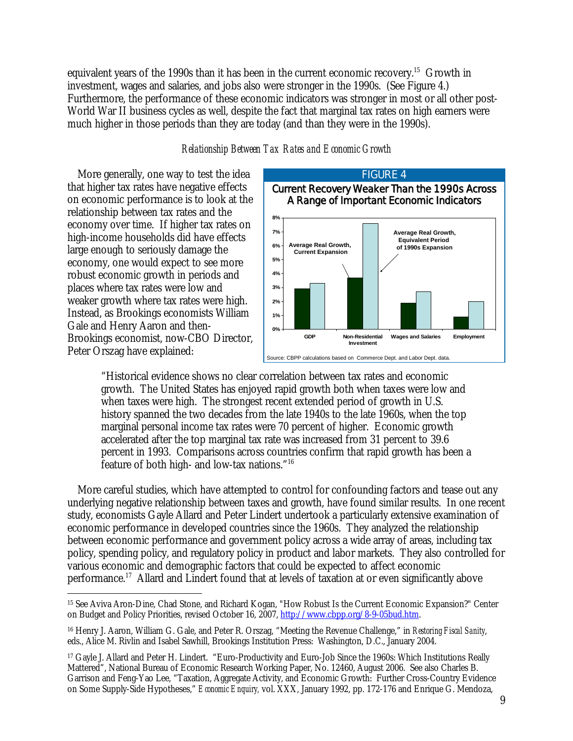equivalent years of the 1990s than it has been in the current economic recovery.[15] Growth in investment, wages and salaries, and jobs also were stronger in the 1990s. (See Figure 4.) Furthermore, the performance of these economic indicators was stronger in most or all other post-World War II business cycles as well, despite the fact that marginal tax rates on high earners were much higher in those periods than they are today (and than they were in the 1990s).

### *Relationship Between Tax Rates and Economic Growth*

More generally, one way to test the idea that higher tax rates have negative effects on economic performance is to look at the relationship between tax rates and the economy over time. If higher tax rates on high-income households did have effects large enough to seriously damage the economy, one would expect to see more robust economic growth in periods and places where tax rates were low and weaker growth where tax rates were high. Instead, as Brookings economists William Gale and Henry Aaron and then-Brookings economist, now-CBO Director, Peter Orszag have explained:

FIGURE 4

Current Recovery Weaker Than the 1990s Across A Range of Important Economic Indicators

Source: CBPP calculations based on Commerce Dept. and Labor Dept. data.

> "Historical evidence shows no clear correlation between tax rates and economic growth. The United States has enjoyed rapid growth both when taxes were low and when taxes were high. The strongest recent extended period of growth in U.S. history spanned the two decades from the late 1940s to the late 1960s, when the top marginal personal income tax rates were 70 percent of higher. Economic growth accelerated after the top marginal tax rate was increased from 31 percent to 39.6 percent in 1993. Comparisons across countries confirm that rapid growth has been a feature of both high- and low-tax nations."[16]

More careful studies, which have attempted to control for confounding factors and tease out any underlying negative relationship between taxes and growth, have found similar results. In one recent study, economists Gayle Allard and Peter Lindert undertook a particularly extensive examination of economic performance in developed countries since the 1960s. They analyzed the relationship between economic performance and government policy across a wide array of areas, including tax policy, spending policy, and regulatory policy in product and labor markets. They also controlled for various economic and demographic factors that could be expected to affect economic performance.[17] Allard and Lindert found that at levels of taxation at or even significantly above

---

[15] See Aviva Aron-Dine, Chad Stone, and Richard Kogan, "How Robust Is the Current Economic Expansion?" Center on Budget and Policy Priorities, revised October 16, 2007, http://www.cbpp.org/8-9-05bud.htm.

[16] Henry J. Aaron, William G. Gale, and Peter R. Orszag, "Meeting the Revenue Challenge," in *Restoring Fiscal Sanity*, eds., Alice M. Rivlin and Isabel Sawhill, Brookings Institution Press: Washington, D.C., January 2004.

[17] Gayle J. Allard and Peter H. Lindert. "Euro-Productivity and Euro-Job Since the 1960s: Which Institutions Really Mattered", National Bureau of Economic Research Working Paper, No. 12460, August 2006. See also Charles B. Garrison and Feng-Yao Lee, "Taxation, Aggregate Activity, and Economic Growth: Further Cross-Country Evidence on Some Supply-Side Hypotheses," *Economic Enquiry,* vol. XXX, January 1992, pp. 172-176 and Enrique G. Mendoza,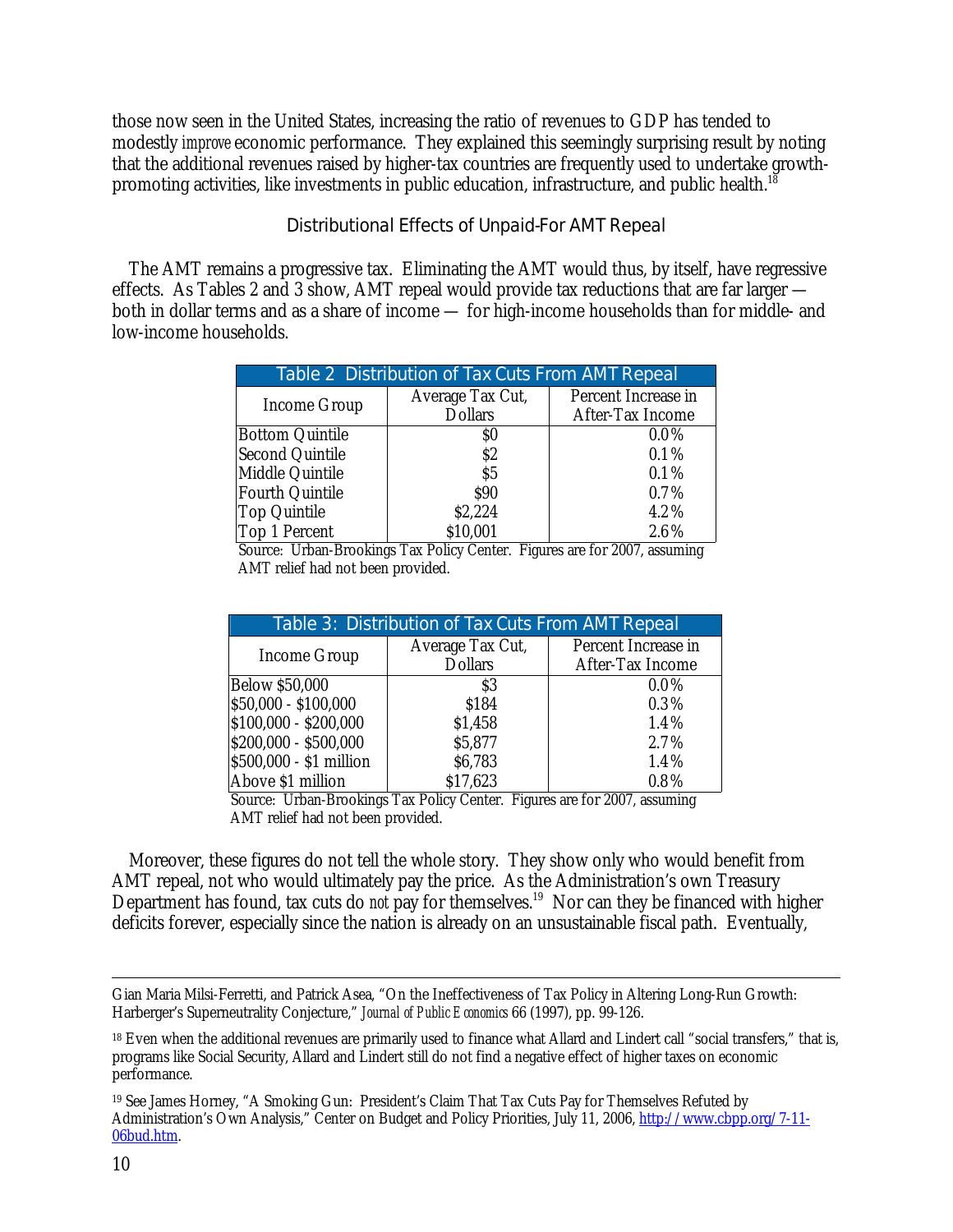those now seen in the United States, increasing the ratio of revenues to GDP has tended to modestly *improve* economic performance. They explained this seemingly surprising result by noting that the additional revenues raised by higher-tax countries are frequently used to undertake growth-promoting activities, like investments in public education, infrastructure, and public health.[18]

### Distributional Effects of Unpaid-For AMT Repeal

The AMT remains a progressive tax. Eliminating the AMT would thus, by itself, have regressive effects. As Tables 2 and 3 show, AMT repeal would provide tax reductions that are far larger — both in dollar terms and as a share of income — for high-income households than for middle- and low-income households.

**Table 2 Distribution of Tax Cuts From AMT Repeal**

| Income Group | Average Tax Cut, Dollars | Percent Increase in After-Tax Income |
|---|---|---|
| Bottom Quintile | $0 | 0.0% |
| Second Quintile | $2 | 0.1% |
| Middle Quintile | $5 | 0.1% |
| Fourth Quintile | $90 | 0.7% |
| Top Quintile | $2,224 | 4.2% |
| Top 1 Percent | $10,001 | 2.6% |

Source: Urban-Brookings Tax Policy Center. Figures are for 2007, assuming AMT relief had not been provided.

**Table 3: Distribution of Tax Cuts From AMT Repeal**

| Income Group | Average Tax Cut, Dollars | Percent Increase in After-Tax Income |
|---|---|---|
| Below $50,000 | $3 | 0.0% |
| $50,000 - $100,000 | $184 | 0.3% |
| $100,000 - $200,000 | $1,458 | 1.4% |
| $200,000 - $500,000 | $5,877 | 2.7% |
| $500,000 - $1 million | $6,783 | 1.4% |
| Above $1 million | $17,623 | 0.8% |

Source: Urban-Brookings Tax Policy Center. Figures are for 2007, assuming AMT relief had not been provided.

Moreover, these figures do not tell the whole story. They show only who would benefit from AMT repeal, not who would ultimately pay the price. As the Administration's own Treasury Department has found, tax cuts do *not* pay for themselves.[19] Nor can they be financed with higher deficits forever, especially since the nation is already on an unsustainable fiscal path. Eventually,

---

Gian Maria Milsi-Ferretti, and Patrick Asea, "On the Ineffectiveness of Tax Policy in Altering Long-Run Growth: Harberger's Superneutrality Conjecture," *Journal of Public Economics* 66 (1997), pp. 99-126.

[18] Even when the additional revenues are primarily used to finance what Allard and Lindert call "social transfers," that is, programs like Social Security, Allard and Lindert still do not find a negative effect of higher taxes on economic performance.

[19] See James Horney, "A Smoking Gun: President's Claim That Tax Cuts Pay for Themselves Refuted by Administration's Own Analysis," Center on Budget and Policy Priorities, July 11, 2006, http://www.cbpp.org/7-11-06bud.htm.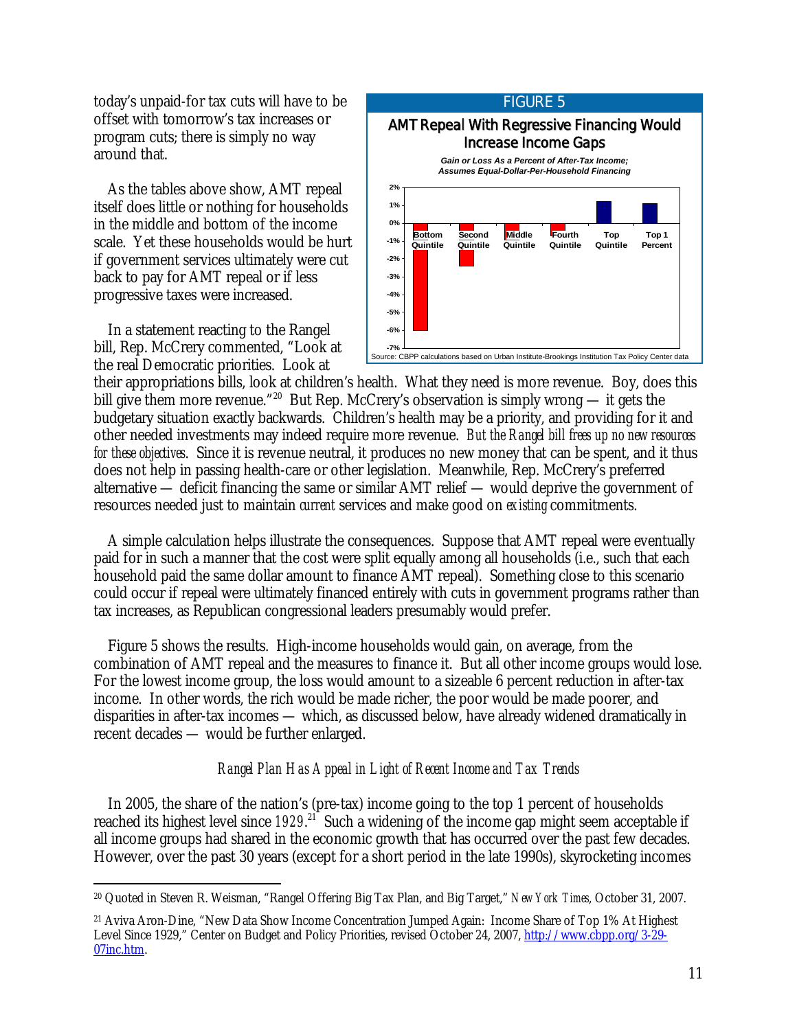today's unpaid-for tax cuts will have to be offset with tomorrow's tax increases or program cuts; there is simply no way around that.

As the tables above show, AMT repeal itself does little or nothing for households in the middle and bottom of the income scale. Yet these households would be hurt if government services ultimately were cut back to pay for AMT repeal or if less progressive taxes were increased.

**FIGURE 5**

**AMT Repeal With Regressive Financing Would Increase Income Gaps**

*Gain or Loss As a Percent of After-Tax Income; Assumes Equal-Dollar-Per-Household Financing*

Source: CBPP calculations based on Urban Institute-Brookings Institution Tax Policy Center data

In a statement reacting to the Rangel bill, Rep. McCrery commented, "Look at the real Democratic priorities. Look at their appropriations bills, look at children's health. What they need is more revenue. Boy, does this bill give them more revenue."[20] But Rep. McCrery's observation is simply wrong — it gets the budgetary situation exactly backwards. Children's health may be a priority, and providing for it and other needed investments may indeed require more revenue. *But the Rangel bill frees up no new resources for these objectives*. Since it is revenue neutral, it produces no new money that can be spent, and it thus does not help in passing health-care or other legislation. Meanwhile, Rep. McCrery's preferred alternative — deficit financing the same or similar AMT relief — would deprive the government of resources needed just to maintain *current* services and make good on *existing* commitments.

A simple calculation helps illustrate the consequences. Suppose that AMT repeal were eventually paid for in such a manner that the cost were split equally among all households (i.e., such that each household paid the same dollar amount to finance AMT repeal). Something close to this scenario could occur if repeal were ultimately financed entirely with cuts in government programs rather than tax increases, as Republican congressional leaders presumably would prefer.

Figure 5 shows the results. High-income households would gain, on average, from the combination of AMT repeal and the measures to finance it. But all other income groups would lose. For the lowest income group, the loss would amount to a sizeable 6 percent reduction in after-tax income. In other words, the rich would be made richer, the poor would be made poorer, and disparities in after-tax incomes — which, as discussed below, have already widened dramatically in recent decades — would be further enlarged.

### *Rangel Plan Has Appeal in Light of Recent Income and Tax Trends*

In 2005, the share of the nation's (pre-tax) income going to the top 1 percent of households reached its highest level since 1929.[21] Such a widening of the income gap might seem acceptable if all income groups had shared in the economic growth that has occurred over the past few decades. However, over the past 30 years (except for a short period in the late 1990s), skyrocketing incomes

---

[20] Quoted in Steven R. Weisman, "Rangel Offering Big Tax Plan, and Big Target," *New York Times*, October 31, 2007.

[21] Aviva Aron-Dine, "New Data Show Income Concentration Jumped Again: Income Share of Top 1% At Highest Level Since 1929," Center on Budget and Policy Priorities, revised October 24, 2007, http://www.cbpp.org/3-29-07inc.htm.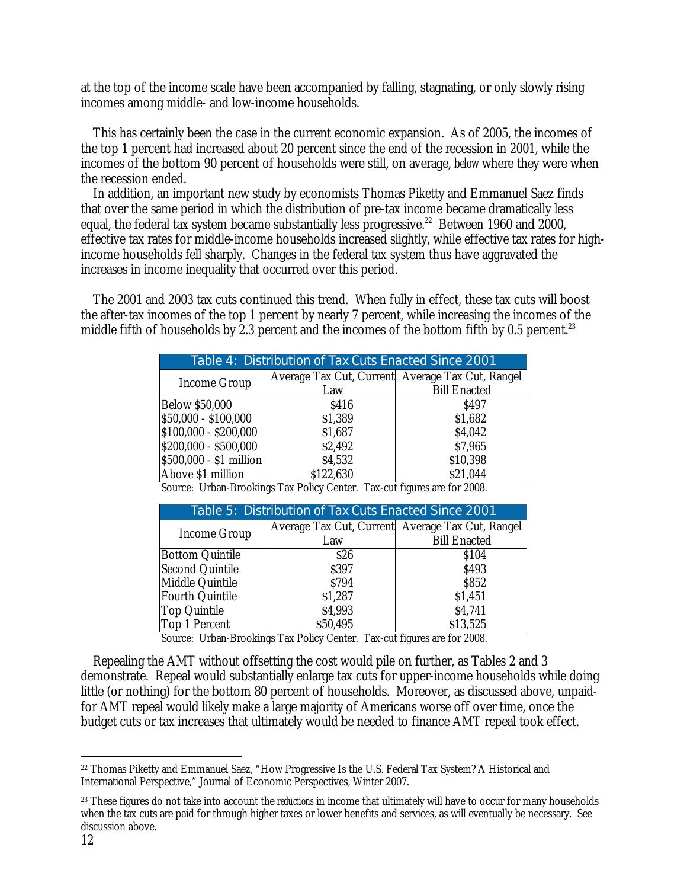at the top of the income scale have been accompanied by falling, stagnating, or only slowly rising incomes among middle- and low-income households.

This has certainly been the case in the current economic expansion. As of 2005, the incomes of the top 1 percent had increased about 20 percent since the end of the recession in 2001, while the incomes of the bottom 90 percent of households were still, on average, *below* where they were when the recession ended.

In addition, an important new study by economists Thomas Piketty and Emmanuel Saez finds that over the same period in which the distribution of pre-tax income became dramatically less equal, the federal tax system became substantially less progressive.[22] Between 1960 and 2000, effective tax rates for middle-income households increased slightly, while effective tax rates for high-income households fell sharply. Changes in the federal tax system thus have aggravated the increases in income inequality that occurred over this period.

The 2001 and 2003 tax cuts continued this trend. When fully in effect, these tax cuts will boost the after-tax incomes of the top 1 percent by nearly 7 percent, while increasing the incomes of the middle fifth of households by 2.3 percent and the incomes of the bottom fifth by 0.5 percent.[23]

**Table 4: Distribution of Tax Cuts Enacted Since 2001**

| Income Group | Average Tax Cut, Current Law | Average Tax Cut, Rangel Bill Enacted |
|---|---|---|
| Below $50,000 | $416 | $497 |
| $50,000 - $100,000 | $1,389 | $1,682 |
| $100,000 - $200,000 | $1,687 | $4,042 |
| $200,000 - $500,000 | $2,492 | $7,965 |
| $500,000 - $1 million | $4,532 | $10,398 |
| Above $1 million | $122,630 | $21,044 |

Source: Urban-Brookings Tax Policy Center. Tax-cut figures are for 2008.

**Table 5: Distribution of Tax Cuts Enacted Since 2001**

| Income Group | Average Tax Cut, Current Law | Average Tax Cut, Rangel Bill Enacted |
|---|---|---|
| Bottom Quintile | $26 | $104 |
| Second Quintile | $397 | $493 |
| Middle Quintile | $794 | $852 |
| Fourth Quintile | $1,287 | $1,451 |
| Top Quintile | $4,993 | $4,741 |
| Top 1 Percent | $50,495 | $13,525 |

Source: Urban-Brookings Tax Policy Center. Tax-cut figures are for 2008.

Repealing the AMT without offsetting the cost would pile on further, as Tables 2 and 3 demonstrate. Repeal would substantially enlarge tax cuts for upper-income households while doing little (or nothing) for the bottom 80 percent of households. Moreover, as discussed above, unpaid-for AMT repeal would likely make a large majority of Americans worse off over time, once the budget cuts or tax increases that ultimately would be needed to finance AMT repeal took effect.

---

[22] Thomas Piketty and Emmanuel Saez, "How Progressive Is the U.S. Federal Tax System? A Historical and International Perspective," Journal of Economic Perspectives, Winter 2007.

[23] These figures do not take into account the *reductions* in income that ultimately will have to occur for many households when the tax cuts are paid for through higher taxes or lower benefits and services, as will eventually be necessary. See discussion above.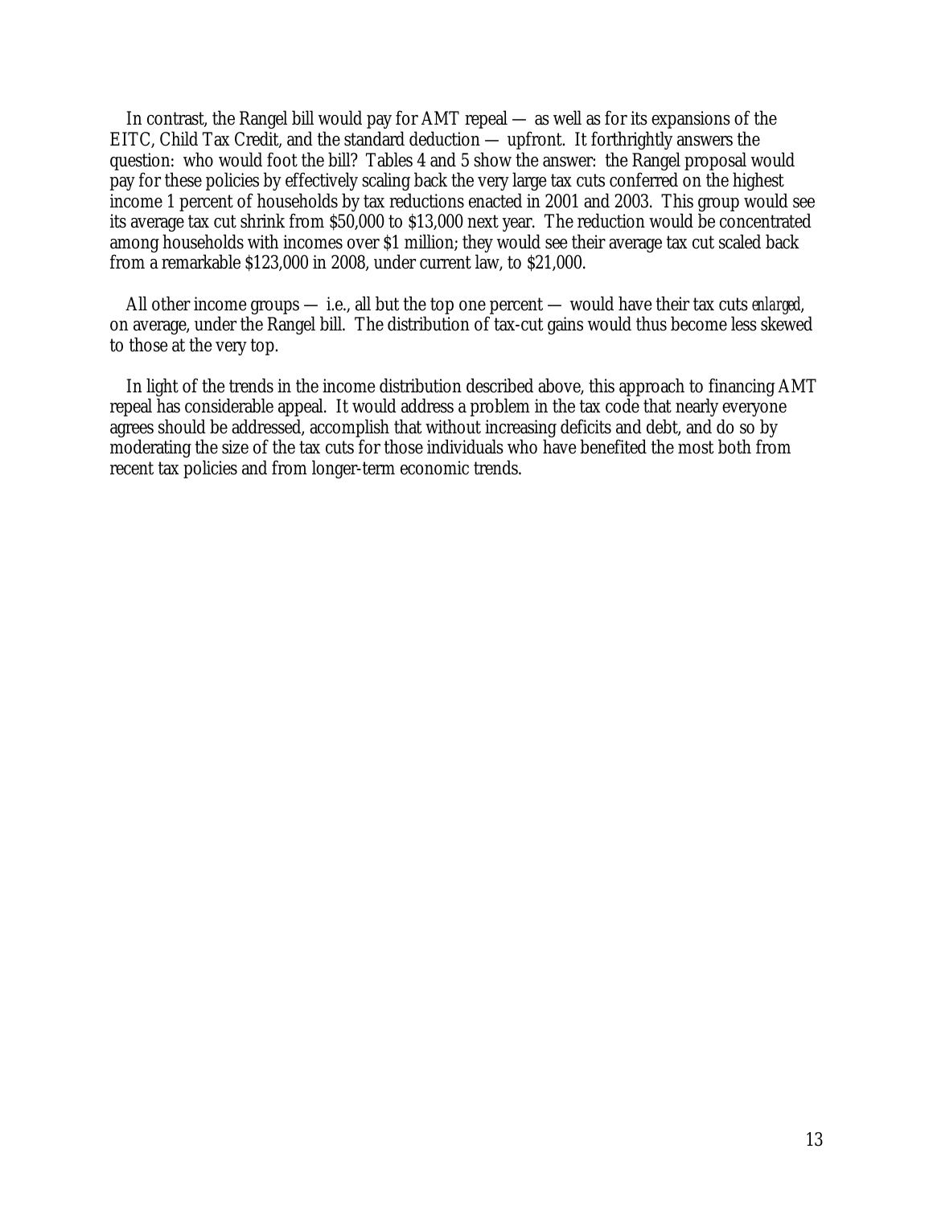In contrast, the Rangel bill would pay for AMT repeal — as well as for its expansions of the EITC, Child Tax Credit, and the standard deduction — upfront. It forthrightly answers the question: who would foot the bill? Tables 4 and 5 show the answer: the Rangel proposal would pay for these policies by effectively scaling back the very large tax cuts conferred on the highest income 1 percent of households by tax reductions enacted in 2001 and 2003. This group would see its average tax cut shrink from $50,000 to $13,000 next year. The reduction would be concentrated among households with incomes over $1 million; they would see their average tax cut scaled back from a remarkable $123,000 in 2008, under current law, to $21,000.

All other income groups — i.e., all but the top one percent — would have their tax cuts *enlarged*, on average, under the Rangel bill. The distribution of tax-cut gains would thus become less skewed to those at the very top.

In light of the trends in the income distribution described above, this approach to financing AMT repeal has considerable appeal. It would address a problem in the tax code that nearly everyone agrees should be addressed, accomplish that without increasing deficits and debt, and do so by moderating the size of the tax cuts for those individuals who have benefited the most both from recent tax policies and from longer-term economic trends.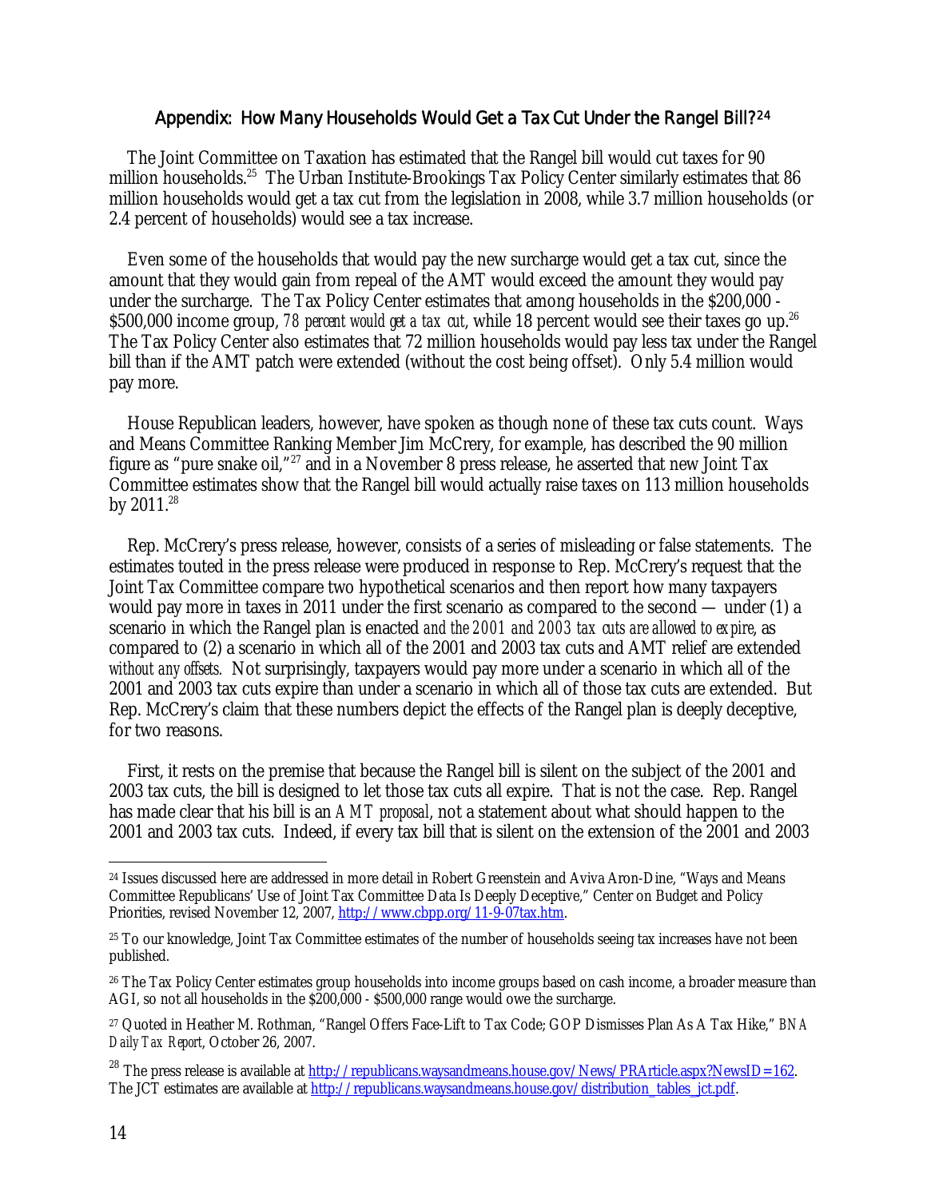## Appendix: How Many Households Would Get a Tax Cut Under the Rangel Bill?[24]

The Joint Committee on Taxation has estimated that the Rangel bill would cut taxes for 90 million households.[25] The Urban Institute-Brookings Tax Policy Center similarly estimates that 86 million households would get a tax cut from the legislation in 2008, while 3.7 million households (or 2.4 percent of households) would see a tax increase.

Even some of the households that would pay the new surcharge would get a tax cut, since the amount that they would gain from repeal of the AMT would exceed the amount they would pay under the surcharge. The Tax Policy Center estimates that among households in the $200,000 - $500,000 income group, *78 percent would get a tax cut*, while 18 percent would see their taxes go up.[26] The Tax Policy Center also estimates that 72 million households would pay less tax under the Rangel bill than if the AMT patch were extended (without the cost being offset). Only 5.4 million would pay more.

House Republican leaders, however, have spoken as though none of these tax cuts count. Ways and Means Committee Ranking Member Jim McCrery, for example, has described the 90 million figure as "pure snake oil,"[27] and in a November 8 press release, he asserted that new Joint Tax Committee estimates show that the Rangel bill would actually raise taxes on 113 million households by 2011.[28]

Rep. McCrery's press release, however, consists of a series of misleading or false statements. The estimates touted in the press release were produced in response to Rep. McCrery's request that the Joint Tax Committee compare two hypothetical scenarios and then report how many taxpayers would pay more in taxes in 2011 under the first scenario as compared to the second — under (1) a scenario in which the Rangel plan is enacted *and the 2001 and 2003 tax cuts are allowed to expire*, as compared to (2) a scenario in which all of the 2001 and 2003 tax cuts and AMT relief are extended *without any offsets.* Not surprisingly, taxpayers would pay more under a scenario in which all of the 2001 and 2003 tax cuts expire than under a scenario in which all of those tax cuts are extended. But Rep. McCrery's claim that these numbers depict the effects of the Rangel plan is deeply deceptive, for two reasons.

First, it rests on the premise that because the Rangel bill is silent on the subject of the 2001 and 2003 tax cuts, the bill is designed to let those tax cuts all expire. That is not the case. Rep. Rangel has made clear that his bill is an *AMT proposal*, not a statement about what should happen to the 2001 and 2003 tax cuts. Indeed, if every tax bill that is silent on the extension of the 2001 and 2003

---

[24] Issues discussed here are addressed in more detail in Robert Greenstein and Aviva Aron-Dine, "Ways and Means Committee Republicans' Use of Joint Tax Committee Data Is Deeply Deceptive," Center on Budget and Policy Priorities, revised November 12, 2007, http://www.cbpp.org/11-9-07tax.htm.

[25] To our knowledge, Joint Tax Committee estimates of the number of households seeing tax increases have not been published.

[26] The Tax Policy Center estimates group households into income groups based on cash income, a broader measure than AGI, so not all households in the $200,000 - $500,000 range would owe the surcharge.

[27] Quoted in Heather M. Rothman, "Rangel Offers Face-Lift to Tax Code; GOP Dismisses Plan As A Tax Hike," *BNA Daily Tax Report*, October 26, 2007.

[28] The press release is available at http://republicans.waysandmeans.house.gov/News/PRArticle.aspx?NewsID=162. The JCT estimates are available at http://republicans.waysandmeans.house.gov/distribution_tables_jct.pdf.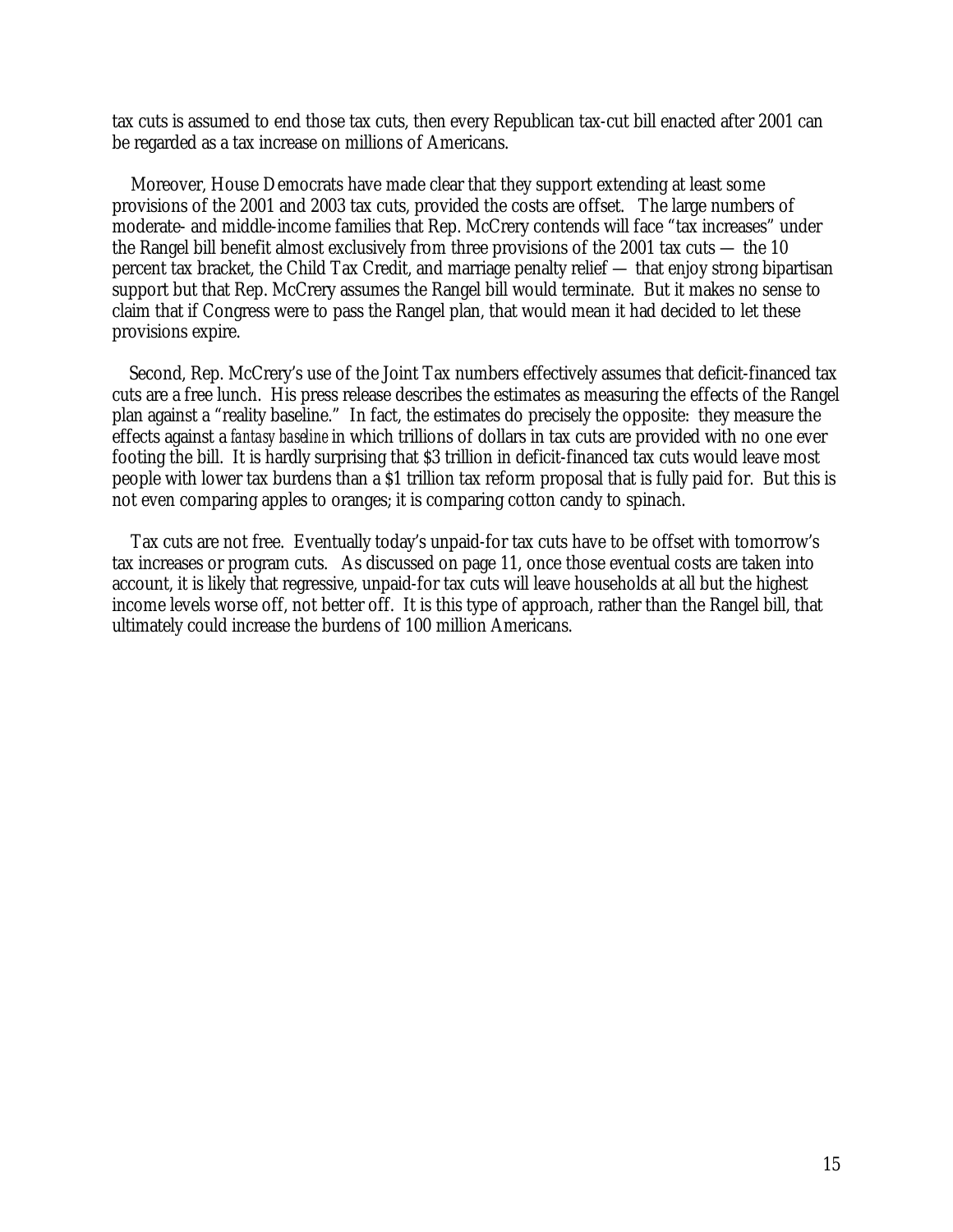tax cuts is assumed to end those tax cuts, then every Republican tax-cut bill enacted after 2001 can be regarded as a tax increase on millions of Americans.

Moreover, House Democrats have made clear that they support extending at least some provisions of the 2001 and 2003 tax cuts, provided the costs are offset. The large numbers of moderate- and middle-income families that Rep. McCrery contends will face "tax increases" under the Rangel bill benefit almost exclusively from three provisions of the 2001 tax cuts — the 10 percent tax bracket, the Child Tax Credit, and marriage penalty relief — that enjoy strong bipartisan support but that Rep. McCrery assumes the Rangel bill would terminate. But it makes no sense to claim that if Congress were to pass the Rangel plan, that would mean it had decided to let these provisions expire.

Second, Rep. McCrery's use of the Joint Tax numbers effectively assumes that deficit-financed tax cuts are a free lunch. His press release describes the estimates as measuring the effects of the Rangel plan against a "reality baseline." In fact, the estimates do precisely the opposite: they measure the effects against a *fantasy baseline* in which trillions of dollars in tax cuts are provided with no one ever footing the bill. It is hardly surprising that $3 trillion in deficit-financed tax cuts would leave most people with lower tax burdens than a $1 trillion tax reform proposal that is fully paid for. But this is not even comparing apples to oranges; it is comparing cotton candy to spinach.

Tax cuts are not free. Eventually today's unpaid-for tax cuts have to be offset with tomorrow's tax increases or program cuts. As discussed on page 11, once those eventual costs are taken into account, it is likely that regressive, unpaid-for tax cuts will leave households at all but the highest income levels worse off, not better off. It is this type of approach, rather than the Rangel bill, that ultimately could increase the burdens of 100 million Americans.